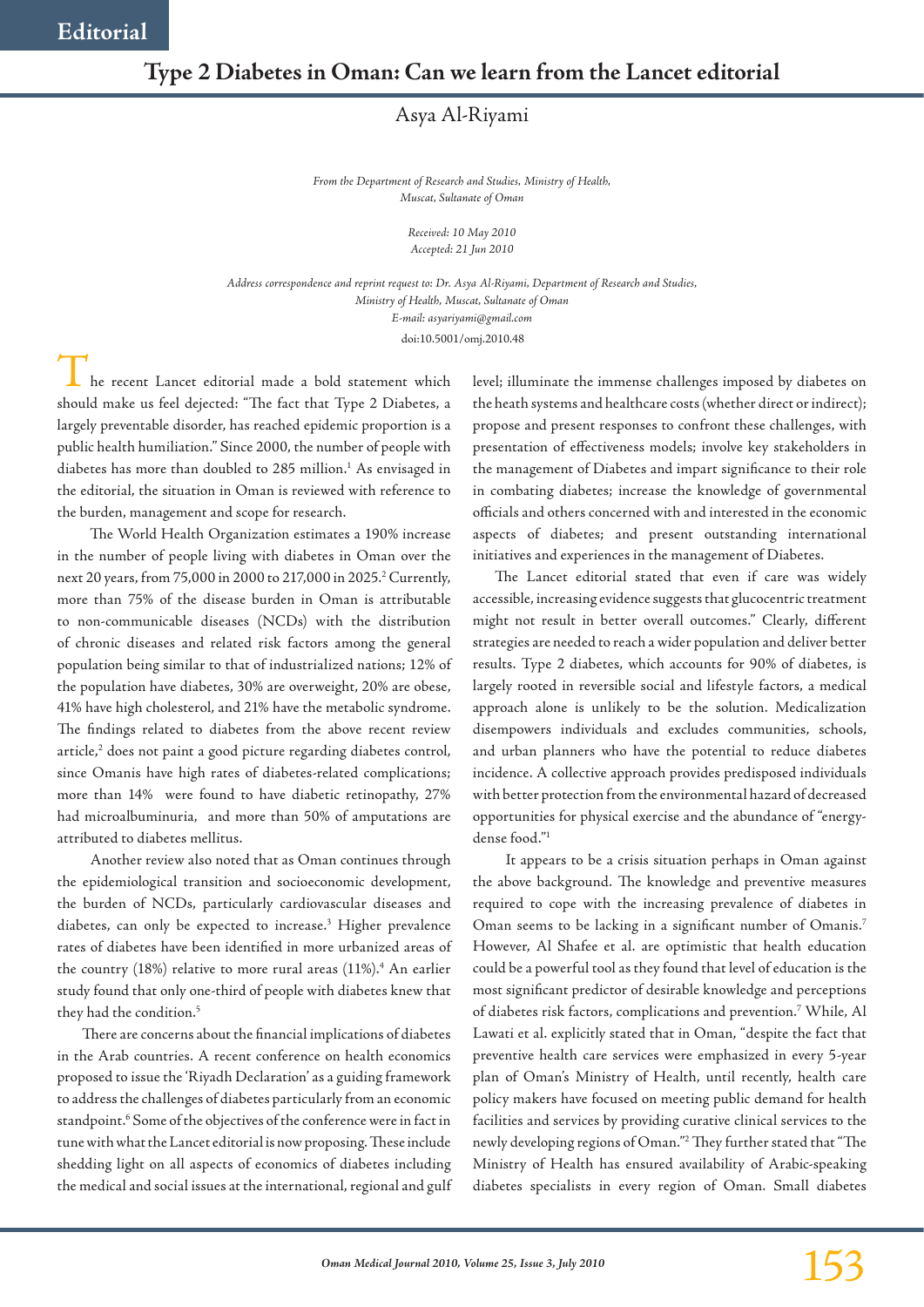Editorial

# Type 2 Diabetes in Oman: Can we learn from the Lancet editorial

Asya Al-Riyami

*From the Department of Research and Studies, Ministry of Health, Muscat, Sultanate of Oman*

*Received: 10 May 2010*
*Accepted: 21 Jun 2010*

*Address correspondence and reprint request to: Dr. Asya Al-Riyami, Department of Research and Studies, Ministry of Health, Muscat, Sultanate of Oman*
*E-mail: asyariyami@gmail.com*

doi:10.5001/omj.2010.48

The recent Lancet editorial made a bold statement which should make us feel dejected: "The fact that Type 2 Diabetes, a largely preventable disorder, has reached epidemic proportion is a public health humiliation." Since 2000, the number of people with diabetes has more than doubled to 285 million.[1] As envisaged in the editorial, the situation in Oman is reviewed with reference to the burden, management and scope for research.

The World Health Organization estimates a 190% increase in the number of people living with diabetes in Oman over the next 20 years, from 75,000 in 2000 to 217,000 in 2025.[2] Currently, more than 75% of the disease burden in Oman is attributable to non-communicable diseases (NCDs) with the distribution of chronic diseases and related risk factors among the general population being similar to that of industrialized nations; 12% of the population have diabetes, 30% are overweight, 20% are obese, 41% have high cholesterol, and 21% have the metabolic syndrome. The findings related to diabetes from the above recent review article,[2] does not paint a good picture regarding diabetes control, since Omanis have high rates of diabetes-related complications; more than 14% were found to have diabetic retinopathy, 27% had microalbuminuria, and more than 50% of amputations are attributed to diabetes mellitus.

Another review also noted that as Oman continues through the epidemiological transition and socioeconomic development, the burden of NCDs, particularly cardiovascular diseases and diabetes, can only be expected to increase.[3] Higher prevalence rates of diabetes have been identified in more urbanized areas of the country (18%) relative to more rural areas (11%).[4] An earlier study found that only one-third of people with diabetes knew that they had the condition.[5]

There are concerns about the financial implications of diabetes in the Arab countries. A recent conference on health economics proposed to issue the 'Riyadh Declaration' as a guiding framework to address the challenges of diabetes particularly from an economic standpoint.[6] Some of the objectives of the conference were in fact in tune with what the Lancet editorial is now proposing. These include shedding light on all aspects of economics of diabetes including the medical and social issues at the international, regional and gulf level; illuminate the immense challenges imposed by diabetes on the heath systems and healthcare costs (whether direct or indirect); propose and present responses to confront these challenges, with presentation of effectiveness models; involve key stakeholders in the management of Diabetes and impart significance to their role in combating diabetes; increase the knowledge of governmental officials and others concerned with and interested in the economic aspects of diabetes; and present outstanding international initiatives and experiences in the management of Diabetes.

The Lancet editorial stated that even if care was widely accessible, increasing evidence suggests that glucocentric treatment might not result in better overall outcomes." Clearly, different strategies are needed to reach a wider population and deliver better results. Type 2 diabetes, which accounts for 90% of diabetes, is largely rooted in reversible social and lifestyle factors, a medical approach alone is unlikely to be the solution. Medicalization disempowers individuals and excludes communities, schools, and urban planners who have the potential to reduce diabetes incidence. A collective approach provides predisposed individuals with better protection from the environmental hazard of decreased opportunities for physical exercise and the abundance of "energy-dense food."[1]

It appears to be a crisis situation perhaps in Oman against the above background. The knowledge and preventive measures required to cope with the increasing prevalence of diabetes in Oman seems to be lacking in a significant number of Omanis.[7] However, Al Shafee et al. are optimistic that health education could be a powerful tool as they found that level of education is the most significant predictor of desirable knowledge and perceptions of diabetes risk factors, complications and prevention.[7] While, Al Lawati et al. explicitly stated that in Oman, "despite the fact that preventive health care services were emphasized in every 5-year plan of Oman's Ministry of Health, until recently, health care policy makers have focused on meeting public demand for health facilities and services by providing curative clinical services to the newly developing regions of Oman."[2] They further stated that "The Ministry of Health has ensured availability of Arabic-speaking diabetes specialists in every region of Oman. Small diabetes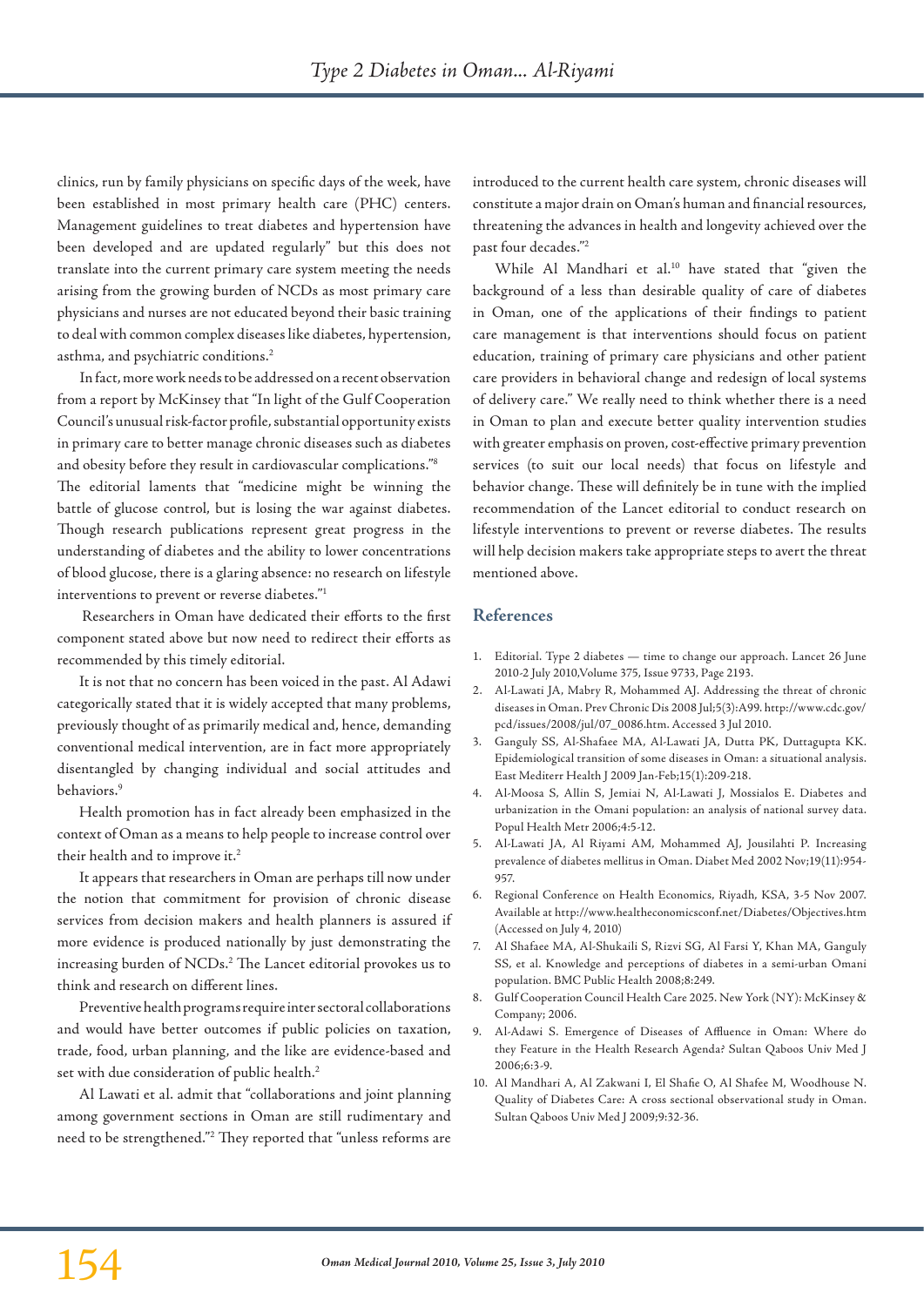clinics, run by family physicians on specific days of the week, have been established in most primary health care (PHC) centers. Management guidelines to treat diabetes and hypertension have been developed and are updated regularly" but this does not translate into the current primary care system meeting the needs arising from the growing burden of NCDs as most primary care physicians and nurses are not educated beyond their basic training to deal with common complex diseases like diabetes, hypertension, asthma, and psychiatric conditions.[2]

In fact, more work needs to be addressed on a recent observation from a report by McKinsey that "In light of the Gulf Cooperation Council's unusual risk-factor profile, substantial opportunity exists in primary care to better manage chronic diseases such as diabetes and obesity before they result in cardiovascular complications."[8] The editorial laments that "medicine might be winning the battle of glucose control, but is losing the war against diabetes. Though research publications represent great progress in the understanding of diabetes and the ability to lower concentrations of blood glucose, there is a glaring absence: no research on lifestyle interventions to prevent or reverse diabetes."[1]

Researchers in Oman have dedicated their efforts to the first component stated above but now need to redirect their efforts as recommended by this timely editorial.

It is not that no concern has been voiced in the past. Al Adawi categorically stated that it is widely accepted that many problems, previously thought of as primarily medical and, hence, demanding conventional medical intervention, are in fact more appropriately disentangled by changing individual and social attitudes and behaviors.[9]

Health promotion has in fact already been emphasized in the context of Oman as a means to help people to increase control over their health and to improve it.[2]

It appears that researchers in Oman are perhaps till now under the notion that commitment for provision of chronic disease services from decision makers and health planners is assured if more evidence is produced nationally by just demonstrating the increasing burden of NCDs.[2] The Lancet editorial provokes us to think and research on different lines.

Preventive health programs require inter sectoral collaborations and would have better outcomes if public policies on taxation, trade, food, urban planning, and the like are evidence-based and set with due consideration of public health.[2]

Al Lawati et al. admit that "collaborations and joint planning among government sections in Oman are still rudimentary and need to be strengthened."[2] They reported that "unless reforms are introduced to the current health care system, chronic diseases will constitute a major drain on Oman's human and financial resources, threatening the advances in health and longevity achieved over the past four decades."[2]

While Al Mandhari et al.[10] have stated that "given the background of a less than desirable quality of care of diabetes in Oman, one of the applications of their findings to patient care management is that interventions should focus on patient education, training of primary care physicians and other patient care providers in behavioral change and redesign of local systems of delivery care." We really need to think whether there is a need in Oman to plan and execute better quality intervention studies with greater emphasis on proven, cost-effective primary prevention services (to suit our local needs) that focus on lifestyle and behavior change. These will definitely be in tune with the implied recommendation of the Lancet editorial to conduct research on lifestyle interventions to prevent or reverse diabetes. The results will help decision makers take appropriate steps to avert the threat mentioned above.

## References

1. Editorial. Type 2 diabetes — time to change our approach. Lancet 26 June 2010-2 July 2010,Volume 375, Issue 9733, Page 2193.
2. Al-Lawati JA, Mabry R, Mohammed AJ. Addressing the threat of chronic diseases in Oman. Prev Chronic Dis 2008 Jul;5(3):A99. http://www.cdc.gov/pcd/issues/2008/jul/07_0086.htm. Accessed 3 Jul 2010.
3. Ganguly SS, Al-Shafaee MA, Al-Lawati JA, Dutta PK, Duttagupta KK. Epidemiological transition of some diseases in Oman: a situational analysis. East Mediterr Health J 2009 Jan-Feb;15(1):209-218.
4. Al-Moosa S, Allin S, Jemiai N, Al-Lawati J, Mossialos E. Diabetes and urbanization in the Omani population: an analysis of national survey data. Popul Health Metr 2006;4:5-12.
5. Al-Lawati JA, Al Riyami AM, Mohammed AJ, Jousilahti P. Increasing prevalence of diabetes mellitus in Oman. Diabet Med 2002 Nov;19(11):954-957.
6. Regional Conference on Health Economics, Riyadh, KSA, 3-5 Nov 2007. Available at http://www.healtheconomicsconf.net/Diabetes/Objectives.htm (Accessed on July 4, 2010)
7. Al Shafaee MA, Al-Shukaili S, Rizvi SG, Al Farsi Y, Khan MA, Ganguly SS, et al. Knowledge and perceptions of diabetes in a semi-urban Omani population. BMC Public Health 2008;8:249.
8. Gulf Cooperation Council Health Care 2025. New York (NY): McKinsey & Company; 2006.
9. Al-Adawi S. Emergence of Diseases of Affluence in Oman: Where do they Feature in the Health Research Agenda? Sultan Qaboos Univ Med J 2006;6:3-9.
10. Al Mandhari A, Al Zakwani I, El Shafie O, Al Shafee M, Woodhouse N. Quality of Diabetes Care: A cross sectional observational study in Oman. Sultan Qaboos Univ Med J 2009;9:32-36.